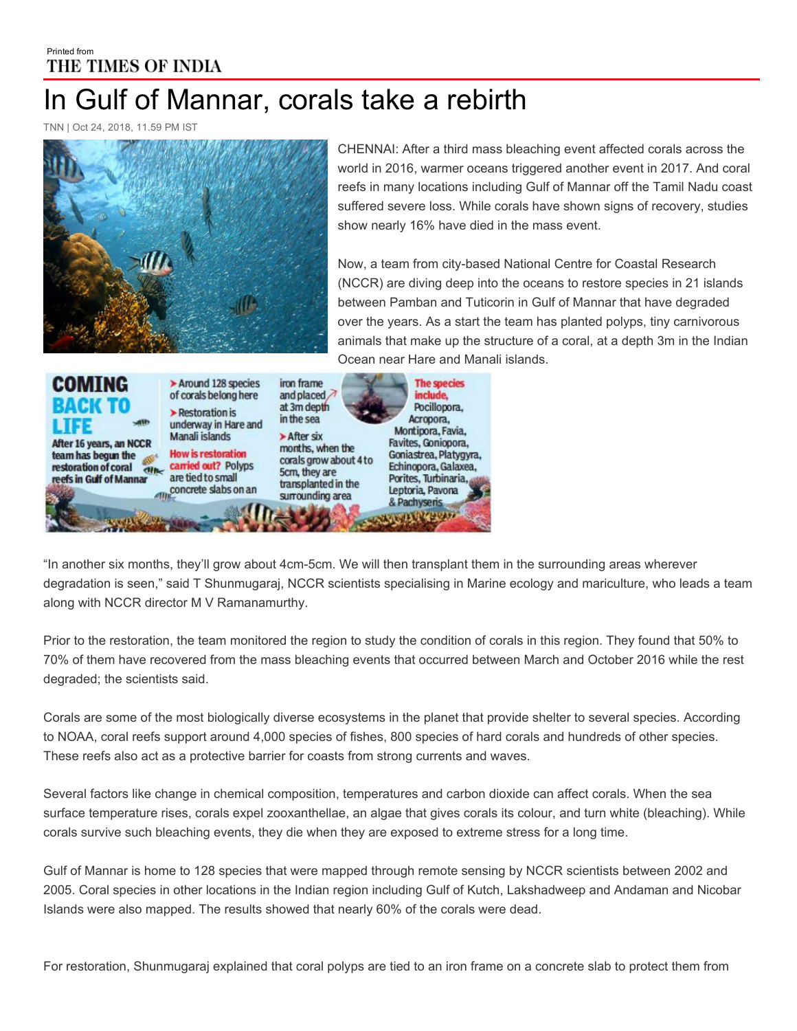Printed from
THE TIMES OF INDIA

# In Gulf of Mannar, corals take a rebirth

TNN | Oct 24, 2018, 11.59 PM IST

CHENNAI: After a third mass bleaching event affected corals across the world in 2016, warmer oceans triggered another event in 2017. And coral reefs in many locations including Gulf of Mannar off the Tamil Nadu coast suffered severe loss. While corals have shown signs of recovery, studies show nearly 16% have died in the mass event.

Now, a team from city-based National Centre for Coastal Research (NCCR) are diving deep into the oceans to restore species in 21 islands between Pamban and Tuticorin in Gulf of Mannar that have degraded over the years. As a start the team has planted polyps, tiny carnivorous animals that make up the structure of a coral, at a depth 3m in the Indian Ocean near Hare and Manali islands.

**COMING BACK TO LIFE**

**After 16 years, an NCCR team has begun the restoration of coral reefs in Gulf of Mannar**

- Around 128 species of corals belong here
- Restoration is underway in Hare and Manali islands

**How is restoration carried out?** Polyps are tied to small concrete slabs on an iron frame and placed at 3m depth in the sea

- After six months, when the corals grow about 4 to 5cm, they are transplanted in the surrounding area

**The species include,** Pocillopora, Acropora, Montipora, Favia, Favites, Goniopora, Goniastrea, Platygyra, Echinopora, Galaxea, Porites, Turbinaria, Leptoria, Pavona & Pachyseris

"In another six months, they'll grow about 4cm-5cm. We will then transplant them in the surrounding areas wherever degradation is seen," said T Shunmugaraj, NCCR scientists specialising in Marine ecology and mariculture, who leads a team along with NCCR director M V Ramanamurthy.

Prior to the restoration, the team monitored the region to study the condition of corals in this region. They found that 50% to 70% of them have recovered from the mass bleaching events that occurred between March and October 2016 while the rest degraded; the scientists said.

Corals are some of the most biologically diverse ecosystems in the planet that provide shelter to several species. According to NOAA, coral reefs support around 4,000 species of fishes, 800 species of hard corals and hundreds of other species. These reefs also act as a protective barrier for coasts from strong currents and waves.

Several factors like change in chemical composition, temperatures and carbon dioxide can affect corals. When the sea surface temperature rises, corals expel zooxanthellae, an algae that gives corals its colour, and turn white (bleaching). While corals survive such bleaching events, they die when they are exposed to extreme stress for a long time.

Gulf of Mannar is home to 128 species that were mapped through remote sensing by NCCR scientists between 2002 and 2005. Coral species in other locations in the Indian region including Gulf of Kutch, Lakshadweep and Andaman and Nicobar Islands were also mapped. The results showed that nearly 60% of the corals were dead.

For restoration, Shunmugaraj explained that coral polyps are tied to an iron frame on a concrete slab to protect them from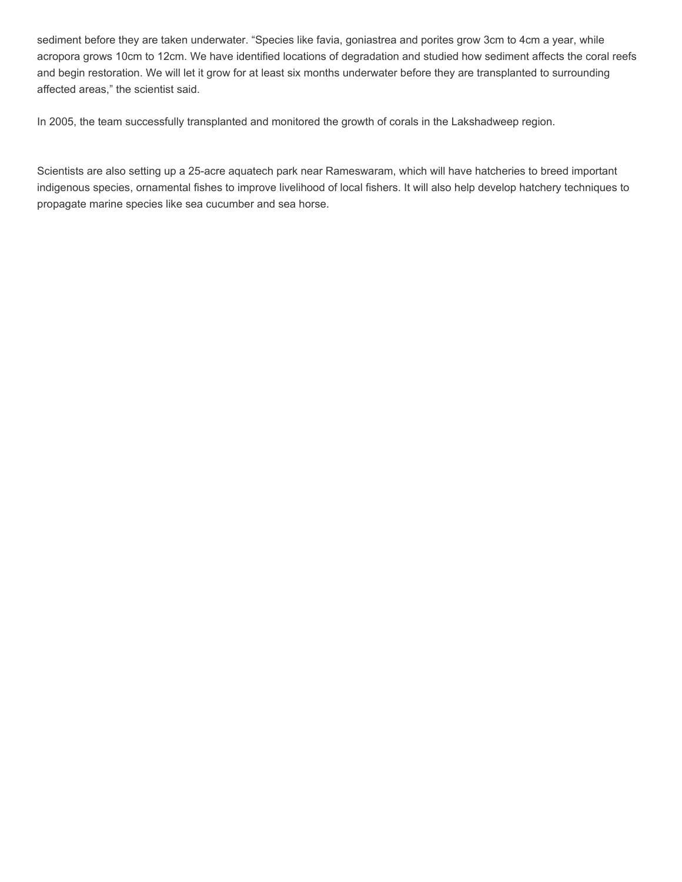sediment before they are taken underwater. “Species like favia, goniastrea and porites grow 3cm to 4cm a year, while acropora grows 10cm to 12cm. We have identified locations of degradation and studied how sediment affects the coral reefs and begin restoration. We will let it grow for at least six months underwater before they are transplanted to surrounding affected areas,” the scientist said.

In 2005, the team successfully transplanted and monitored the growth of corals in the Lakshadweep region.

Scientists are also setting up a 25-acre aquatech park near Rameswaram, which will have hatcheries to breed important indigenous species, ornamental fishes to improve livelihood of local fishers. It will also help develop hatchery techniques to propagate marine species like sea cucumber and sea horse.